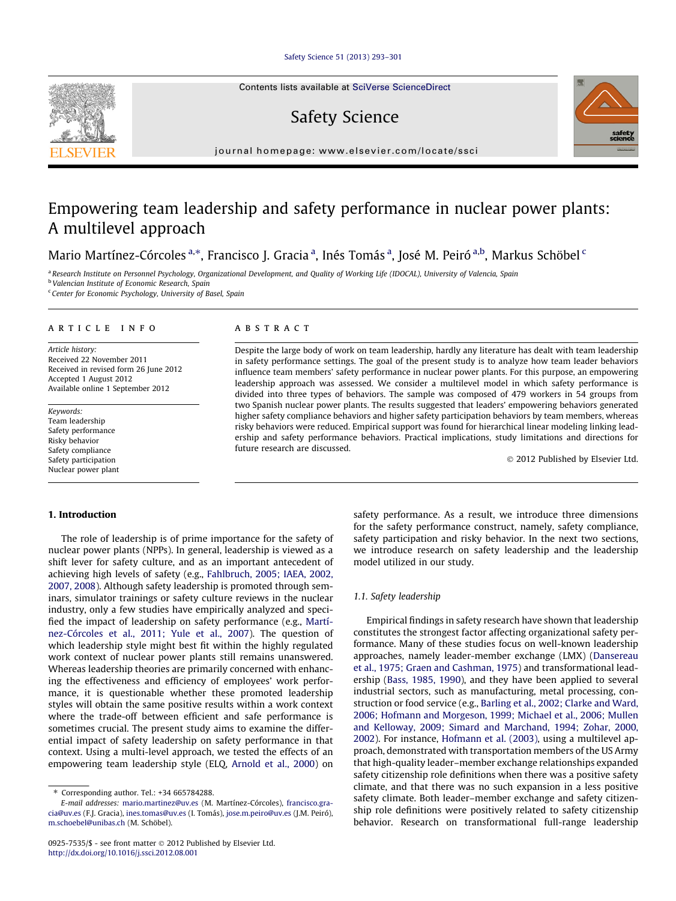# Empowering team leadership and safety performance in nuclear power plants: A multilevel approach

Mario Martínez-Córcoles [a,*], Francisco J. Gracia [a], Inés Tomás [a], José M. Peiró [a,b], Markus Schöbel [c]

[a] Research Institute on Personnel Psychology, Organizational Development, and Quality of Working Life (IDOCAL), University of Valencia, Spain
[b] Valencian Institute of Economic Research, Spain
[c] Center for Economic Psychology, University of Basel, Spain

## ARTICLE INFO

*Article history:*
Received 22 November 2011
Received in revised form 26 June 2012
Accepted 1 August 2012
Available online 1 September 2012

*Keywords:*
Team leadership
Safety performance
Risky behavior
Safety compliance
Safety participation
Nuclear power plant

## ABSTRACT

Despite the large body of work on team leadership, hardly any literature has dealt with team leadership in safety performance settings. The goal of the present study is to analyze how team leader behaviors influence team members' safety performance in nuclear power plants. For this purpose, an empowering leadership approach was assessed. We consider a multilevel model in which safety performance is divided into three types of behaviors. The sample was composed of 479 workers in 54 groups from two Spanish nuclear power plants. The results suggested that leaders' empowering behaviors generated higher safety compliance behaviors and higher safety participation behaviors by team members, whereas risky behaviors were reduced. Empirical support was found for hierarchical linear modeling linking leadership and safety performance behaviors. Practical implications, study limitations and directions for future research are discussed.

© 2012 Published by Elsevier Ltd.

## 1. Introduction

The role of leadership is of prime importance for the safety of nuclear power plants (NPPs). In general, leadership is viewed as a shift lever for safety culture, and as an important antecedent of achieving high levels of safety (e.g., Fahlbruch, 2005; IAEA, 2002, 2007, 2008). Although safety leadership is promoted through seminars, simulator trainings or safety culture reviews in the nuclear industry, only a few studies have empirically analyzed and specified the impact of leadership on safety performance (e.g., Martínez-Córcoles et al., 2011; Yule et al., 2007). The question of which leadership style might best fit within the highly regulated work context of nuclear power plants still remains unanswered. Whereas leadership theories are primarily concerned with enhancing the effectiveness and efficiency of employees' work performance, it is questionable whether these promoted leadership styles will obtain the same positive results within a work context where the trade-off between efficient and safe performance is sometimes crucial. The present study aims to examine the differential impact of safety leadership on safety performance in that context. Using a multi-level approach, we tested the effects of an empowering team leadership style (ELQ, Arnold et al., 2000) on safety performance. As a result, we introduce three dimensions for the safety performance construct, namely, safety compliance, safety participation and risky behavior. In the next two sections, we introduce research on safety leadership and the leadership model utilized in our study.

### 1.1. Safety leadership

Empirical findings in safety research have shown that leadership constitutes the strongest factor affecting organizational safety performance. Many of these studies focus on well-known leadership approaches, namely leader-member exchange (LMX) (Dansereau et al., 1975; Graen and Cashman, 1975) and transformational leadership (Bass, 1985, 1990), and they have been applied to several industrial sectors, such as manufacturing, metal processing, construction or food service (e.g., Barling et al., 2002; Clarke and Ward, 2006; Hofmann and Morgeson, 1999; Michael et al., 2006; Mullen and Kelloway, 2009; Simard and Marchand, 1994; Zohar, 2000, 2002). For instance, Hofmann et al. (2003), using a multilevel approach, demonstrated with transportation members of the US Army that high-quality leader–member exchange relationships expanded safety citizenship role definitions when there was a positive safety climate, and that there was no such expansion in a less positive safety climate. Both leader–member exchange and safety citizenship role definitions were positively related to safety citizenship behavior. Research on transformational full-range leadership

---

* Corresponding author. Tel.: +34 665784288.
*E-mail addresses:* mario.martinez@uv.es (M. Martínez-Córcoles), francisco.gracia@uv.es (F.J. Gracia), ines.tomas@uv.es (I. Tomás), jose.m.peiro@uv.es (J.M. Peiró), m.schoebel@unibas.ch (M. Schöbel).

0925-7535/$ - see front matter © 2012 Published by Elsevier Ltd.
http://dx.doi.org/10.1016/j.ssci.2012.08.001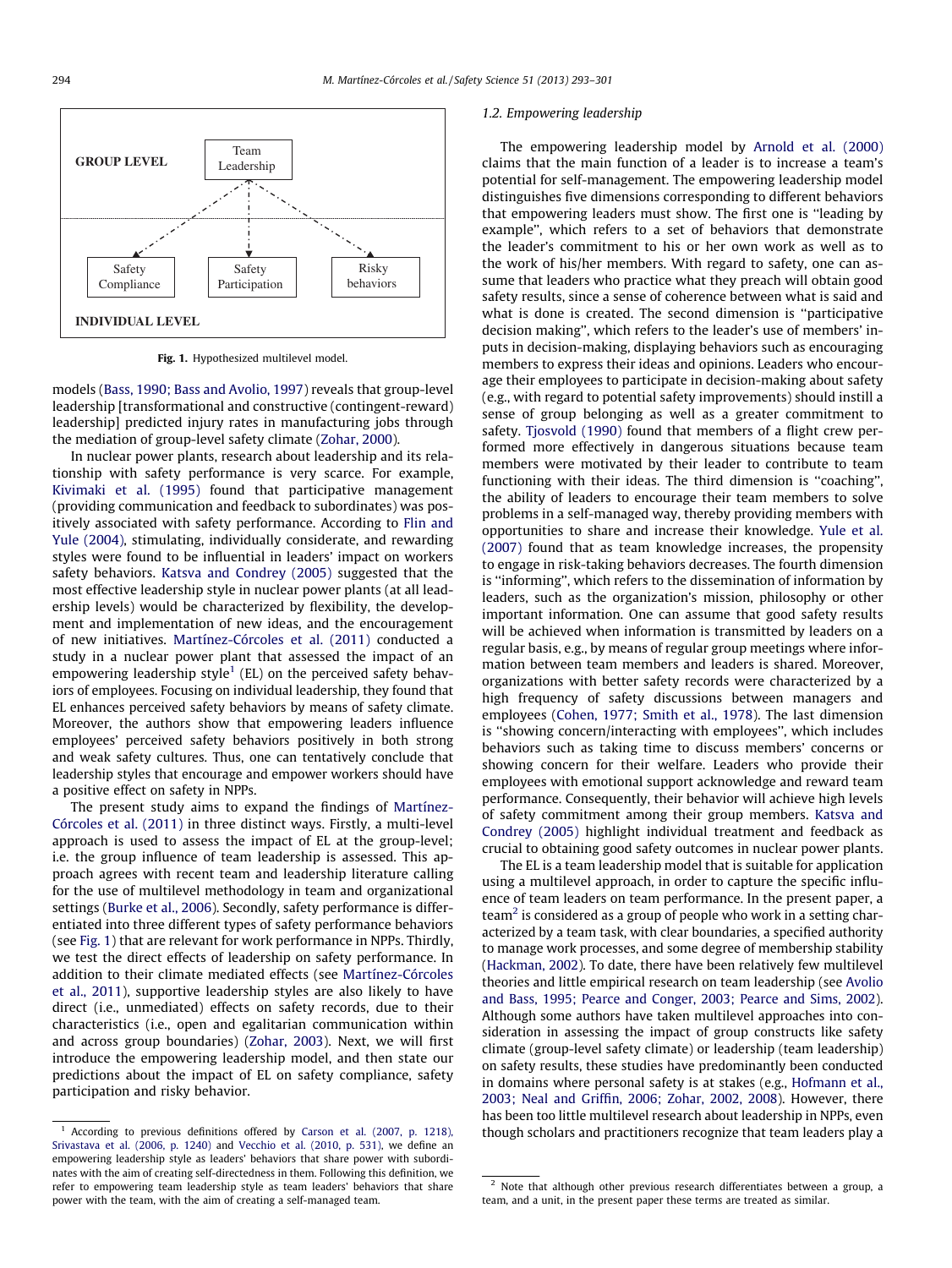GROUP LEVEL — Team Leadership

INDIVIDUAL LEVEL — Safety Compliance; Safety Participation; Risky behaviors

**Fig. 1.** Hypothesized multilevel model.

models (Bass, 1990; Bass and Avolio, 1997) reveals that group-level leadership [transformational and constructive (contingent-reward) leadership] predicted injury rates in manufacturing jobs through the mediation of group-level safety climate (Zohar, 2000).

In nuclear power plants, research about leadership and its relationship with safety performance is very scarce. For example, Kivimaki et al. (1995) found that participative management (providing communication and feedback to subordinates) was positively associated with safety performance. According to Flin and Yule (2004), stimulating, individually considerate, and rewarding styles were found to be influential in leaders' impact on workers safety behaviors. Katsva and Condrey (2005) suggested that the most effective leadership style in nuclear power plants (at all leadership levels) would be characterized by flexibility, the development and implementation of new ideas, and the encouragement of new initiatives. Martínez-Córcoles et al. (2011) conducted a study in a nuclear power plant that assessed the impact of an empowering leadership style[1] (EL) on the perceived safety behaviors of employees. Focusing on individual leadership, they found that EL enhances perceived safety behaviors by means of safety climate. Moreover, the authors show that empowering leaders influence employees' perceived safety behaviors positively in both strong and weak safety cultures. Thus, one can tentatively conclude that leadership styles that encourage and empower workers should have a positive effect on safety in NPPs.

The present study aims to expand the findings of Martínez-Córcoles et al. (2011) in three distinct ways. Firstly, a multi-level approach is used to assess the impact of EL at the group-level; i.e. the group influence of team leadership is assessed. This approach agrees with recent team and leadership literature calling for the use of multilevel methodology in team and organizational settings (Burke et al., 2006). Secondly, safety performance is differentiated into three different types of safety performance behaviors (see Fig. 1) that are relevant for work performance in NPPs. Thirdly, we test the direct effects of leadership on safety performance. In addition to their climate mediated effects (see Martínez-Córcoles et al., 2011), supportive leadership styles are also likely to have direct (i.e., unmediated) effects on safety records, due to their characteristics (i.e., open and egalitarian communication within and across group boundaries) (Zohar, 2003). Next, we will first introduce the empowering leadership model, and then state our predictions about the impact of EL on safety compliance, safety participation and risky behavior.

### 1.2. Empowering leadership

The empowering leadership model by Arnold et al. (2000) claims that the main function of a leader is to increase a team's potential for self-management. The empowering leadership model distinguishes five dimensions corresponding to different behaviors that empowering leaders must show. The first one is "leading by example", which refers to a set of behaviors that demonstrate the leader's commitment to his or her own work as well as to the work of his/her members. With regard to safety, one can assume that leaders who practice what they preach will obtain good safety results, since a sense of coherence between what is said and what is done is created. The second dimension is "participative decision making", which refers to the leader's use of members' inputs in decision-making, displaying behaviors such as encouraging members to express their ideas and opinions. Leaders who encourage their employees to participate in decision-making about safety (e.g., with regard to potential safety improvements) should instill a sense of group belonging as well as a greater commitment to safety. Tjosvold (1990) found that members of a flight crew performed more effectively in dangerous situations because team members were motivated by their leader to contribute to team functioning with their ideas. The third dimension is "coaching", the ability of leaders to encourage their team members to solve problems in a self-managed way, thereby providing members with opportunities to share and increase their knowledge. Yule et al. (2007) found that as team knowledge increases, the propensity to engage in risk-taking behaviors decreases. The fourth dimension is "informing", which refers to the dissemination of information by leaders, such as the organization's mission, philosophy or other important information. One can assume that good safety results will be achieved when information is transmitted by leaders on a regular basis, e.g., by means of regular group meetings where information between team members and leaders is shared. Moreover, organizations with better safety records were characterized by a high frequency of safety discussions between managers and employees (Cohen, 1977; Smith et al., 1978). The last dimension is "showing concern/interacting with employees", which includes behaviors such as taking time to discuss members' concerns or showing concern for their welfare. Leaders who provide their employees with emotional support acknowledge and reward team performance. Consequently, their behavior will achieve high levels of safety commitment among their group members. Katsva and Condrey (2005) highlight individual treatment and feedback as crucial to obtaining good safety outcomes in nuclear power plants.

The EL is a team leadership model that is suitable for application using a multilevel approach, in order to capture the specific influence of team leaders on team performance. In the present paper, a team[2] is considered as a group of people who work in a setting characterized by a team task, with clear boundaries, a specified authority to manage work processes, and some degree of membership stability (Hackman, 2002). To date, there have been relatively few multilevel theories and little empirical research on team leadership (see Avolio and Bass, 1995; Pearce and Conger, 2003; Pearce and Sims, 2002). Although some authors have taken multilevel approaches into consideration in assessing the impact of group constructs like safety climate (group-level safety climate) or leadership (team leadership) on safety results, these studies have predominantly been conducted in domains where personal safety is at stakes (e.g., Hofmann et al., 2003; Neal and Griffin, 2006; Zohar, 2002, 2008). However, there has been too little multilevel research about leadership in NPPs, even though scholars and practitioners recognize that team leaders play a

[1] According to previous definitions offered by Carson et al. (2007, p. 1218), Srivastava et al. (2006, p. 1240) and Vecchio et al. (2010, p. 531), we define an empowering leadership style as leaders' behaviors that share power with subordinates with the aim of creating self-directedness in them. Following this definition, we refer to empowering team leadership style as team leaders' behaviors that share power with the team, with the aim of creating a self-managed team.

[2] Note that although other previous research differentiates between a group, a team, and a unit, in the present paper these terms are treated as similar.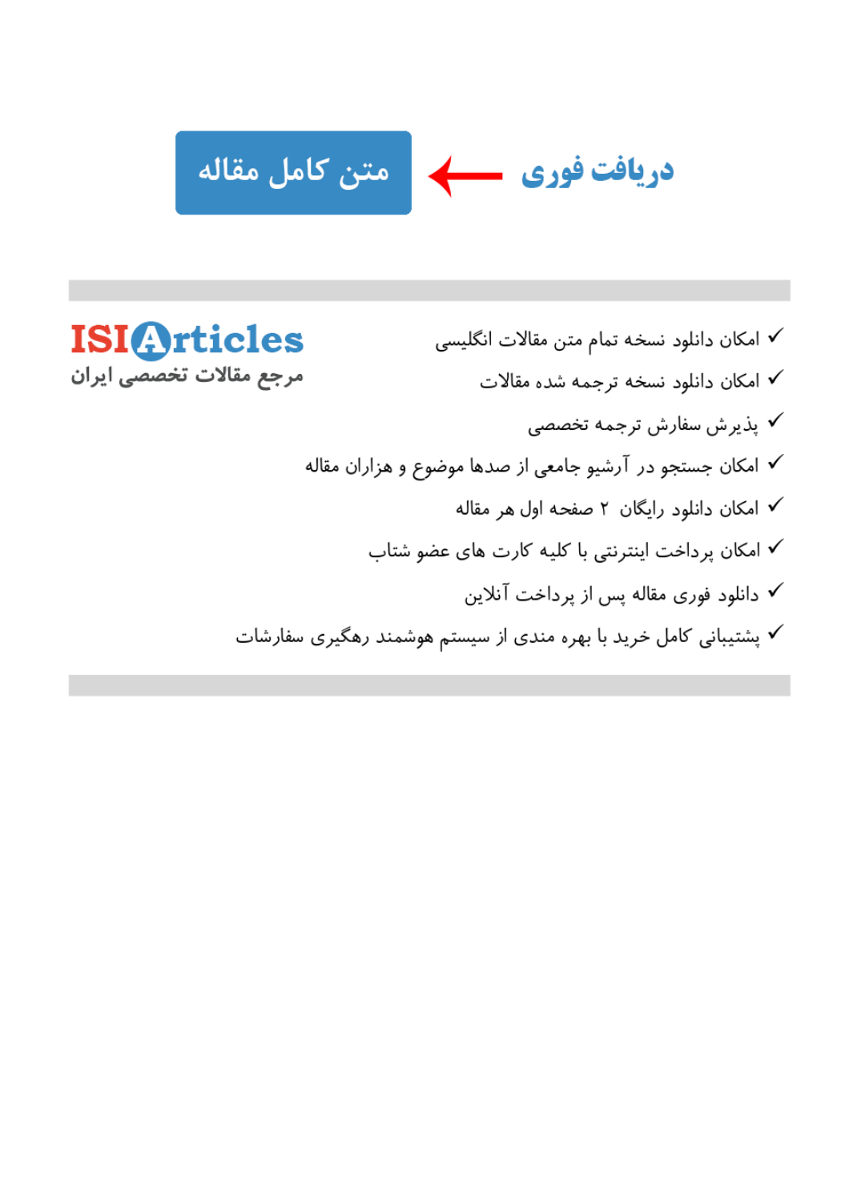دریافت فوری ← متن کامل مقاله

**ISIArticles**
مرجع مقالات تخصصی ایران

- ✓ امکان دانلود نسخه تمام متن مقالات انگلیسی
- ✓ امکان دانلود نسخه ترجمه شده مقالات
- ✓ پذیرش سفارش ترجمه تخصصی
- ✓ امکان جستجو در آرشیو جامعی از صدها موضوع و هزاران مقاله
- ✓ امکان دانلود رایگان ۲ صفحه اول هر مقاله
- ✓ امکان پرداخت اینترنتی با کلیه کارت های عضو شتاب
- ✓ دانلود فوری مقاله پس از پرداخت آنلاین
- ✓ پشتیبانی کامل خرید با بهره مندی از سیستم هوشمند رهگیری سفارشات